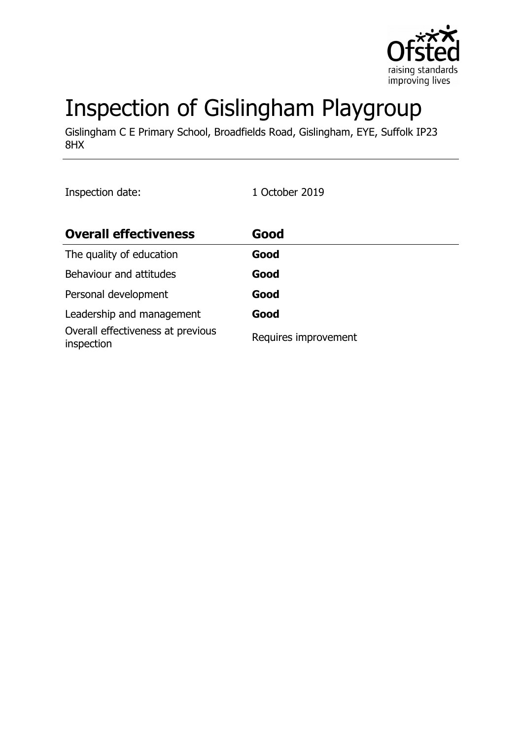# Inspection of Gislingham Playgroup

Gislingham C E Primary School, Broadfields Road, Gislingham, EYE, Suffolk IP23 8HX

Inspection date: 1 October 2019

| **Overall effectiveness** | **Good** |
|---|---|
| The quality of education | **Good** |
| Behaviour and attitudes | **Good** |
| Personal development | **Good** |
| Leadership and management | **Good** |
| Overall effectiveness at previous inspection | Requires improvement |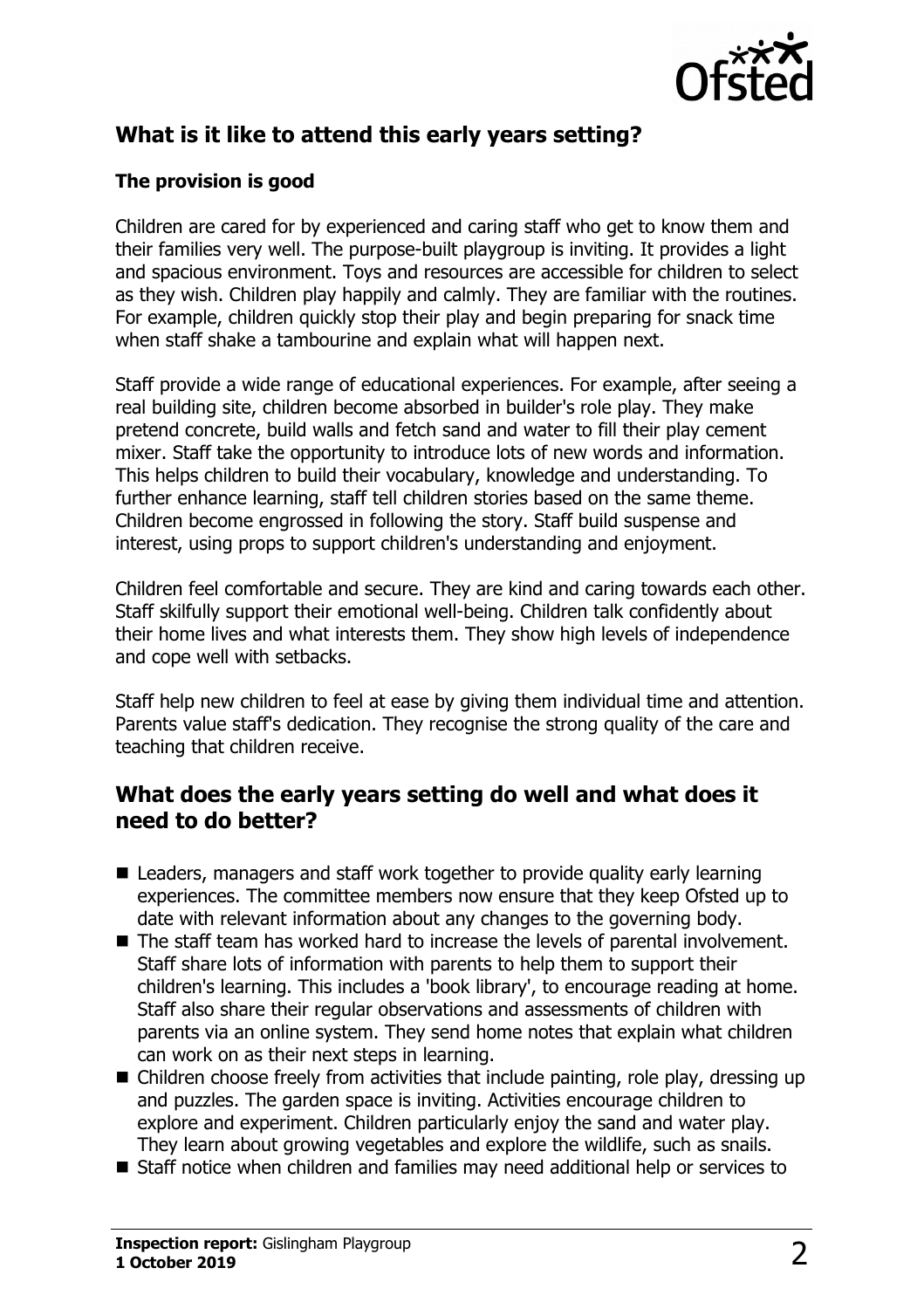## What is it like to attend this early years setting?

### The provision is good

Children are cared for by experienced and caring staff who get to know them and their families very well. The purpose-built playgroup is inviting. It provides a light and spacious environment. Toys and resources are accessible for children to select as they wish. Children play happily and calmly. They are familiar with the routines. For example, children quickly stop their play and begin preparing for snack time when staff shake a tambourine and explain what will happen next.

Staff provide a wide range of educational experiences. For example, after seeing a real building site, children become absorbed in builder's role play. They make pretend concrete, build walls and fetch sand and water to fill their play cement mixer. Staff take the opportunity to introduce lots of new words and information. This helps children to build their vocabulary, knowledge and understanding. To further enhance learning, staff tell children stories based on the same theme. Children become engrossed in following the story. Staff build suspense and interest, using props to support children's understanding and enjoyment.

Children feel comfortable and secure. They are kind and caring towards each other. Staff skilfully support their emotional well-being. Children talk confidently about their home lives and what interests them. They show high levels of independence and cope well with setbacks.

Staff help new children to feel at ease by giving them individual time and attention. Parents value staff's dedication. They recognise the strong quality of the care and teaching that children receive.

## What does the early years setting do well and what does it need to do better?

- Leaders, managers and staff work together to provide quality early learning experiences. The committee members now ensure that they keep Ofsted up to date with relevant information about any changes to the governing body.
- The staff team has worked hard to increase the levels of parental involvement. Staff share lots of information with parents to help them to support their children's learning. This includes a 'book library', to encourage reading at home. Staff also share their regular observations and assessments of children with parents via an online system. They send home notes that explain what children can work on as their next steps in learning.
- Children choose freely from activities that include painting, role play, dressing up and puzzles. The garden space is inviting. Activities encourage children to explore and experiment. Children particularly enjoy the sand and water play. They learn about growing vegetables and explore the wildlife, such as snails.
- Staff notice when children and families may need additional help or services to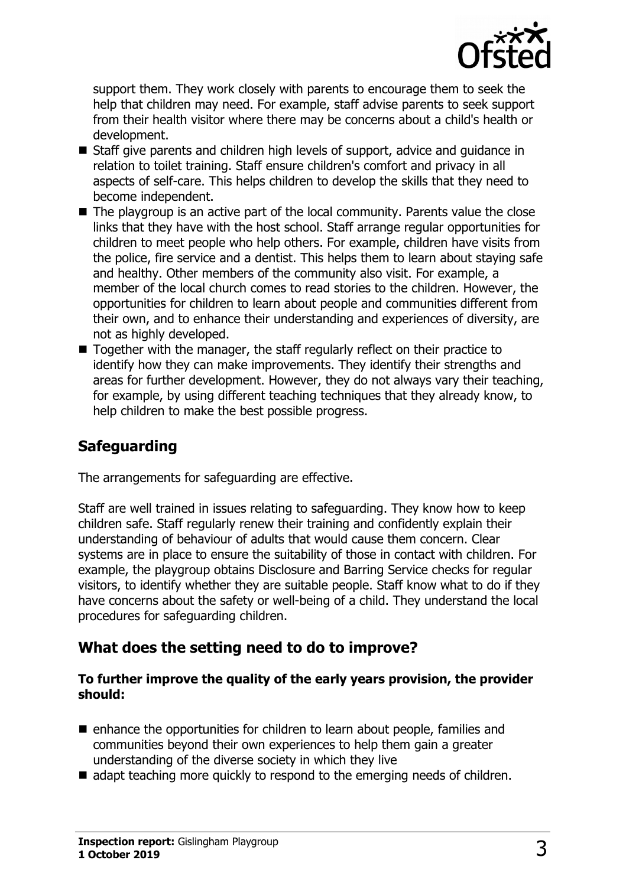support them. They work closely with parents to encourage them to seek the help that children may need. For example, staff advise parents to seek support from their health visitor where there may be concerns about a child's health or development.

- Staff give parents and children high levels of support, advice and guidance in relation to toilet training. Staff ensure children's comfort and privacy in all aspects of self-care. This helps children to develop the skills that they need to become independent.
- The playgroup is an active part of the local community. Parents value the close links that they have with the host school. Staff arrange regular opportunities for children to meet people who help others. For example, children have visits from the police, fire service and a dentist. This helps them to learn about staying safe and healthy. Other members of the community also visit. For example, a member of the local church comes to read stories to the children. However, the opportunities for children to learn about people and communities different from their own, and to enhance their understanding and experiences of diversity, are not as highly developed.
- Together with the manager, the staff regularly reflect on their practice to identify how they can make improvements. They identify their strengths and areas for further development. However, they do not always vary their teaching, for example, by using different teaching techniques that they already know, to help children to make the best possible progress.

## Safeguarding

The arrangements for safeguarding are effective.

Staff are well trained in issues relating to safeguarding. They know how to keep children safe. Staff regularly renew their training and confidently explain their understanding of behaviour of adults that would cause them concern. Clear systems are in place to ensure the suitability of those in contact with children. For example, the playgroup obtains Disclosure and Barring Service checks for regular visitors, to identify whether they are suitable people. Staff know what to do if they have concerns about the safety or well-being of a child. They understand the local procedures for safeguarding children.

## What does the setting need to do to improve?

**To further improve the quality of the early years provision, the provider should:**

- enhance the opportunities for children to learn about people, families and communities beyond their own experiences to help them gain a greater understanding of the diverse society in which they live
- adapt teaching more quickly to respond to the emerging needs of children.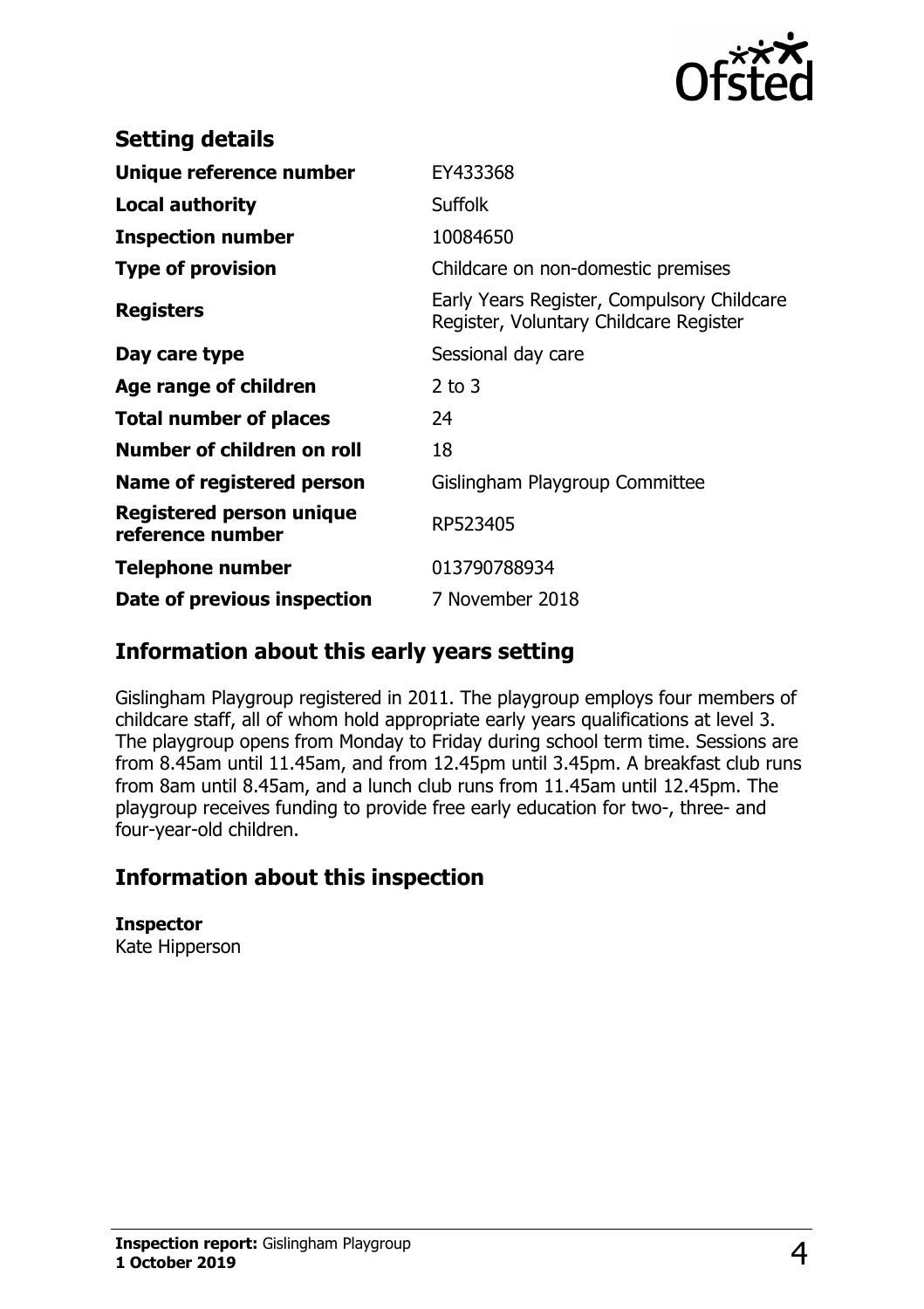## Setting details

| | |
|---|---|
| **Unique reference number** | EY433368 |
| **Local authority** | Suffolk |
| **Inspection number** | 10084650 |
| **Type of provision** | Childcare on non-domestic premises |
| **Registers** | Early Years Register, Compulsory Childcare Register, Voluntary Childcare Register |
| **Day care type** | Sessional day care |
| **Age range of children** | 2 to 3 |
| **Total number of places** | 24 |
| **Number of children on roll** | 18 |
| **Name of registered person** | Gislingham Playgroup Committee |
| **Registered person unique reference number** | RP523405 |
| **Telephone number** | 013790788934 |
| **Date of previous inspection** | 7 November 2018 |

## Information about this early years setting

Gislingham Playgroup registered in 2011. The playgroup employs four members of childcare staff, all of whom hold appropriate early years qualifications at level 3. The playgroup opens from Monday to Friday during school term time. Sessions are from 8.45am until 11.45am, and from 12.45pm until 3.45pm. A breakfast club runs from 8am until 8.45am, and a lunch club runs from 11.45am until 12.45pm. The playgroup receives funding to provide free early education for two-, three- and four-year-old children.

## Information about this inspection

**Inspector**
Kate Hipperson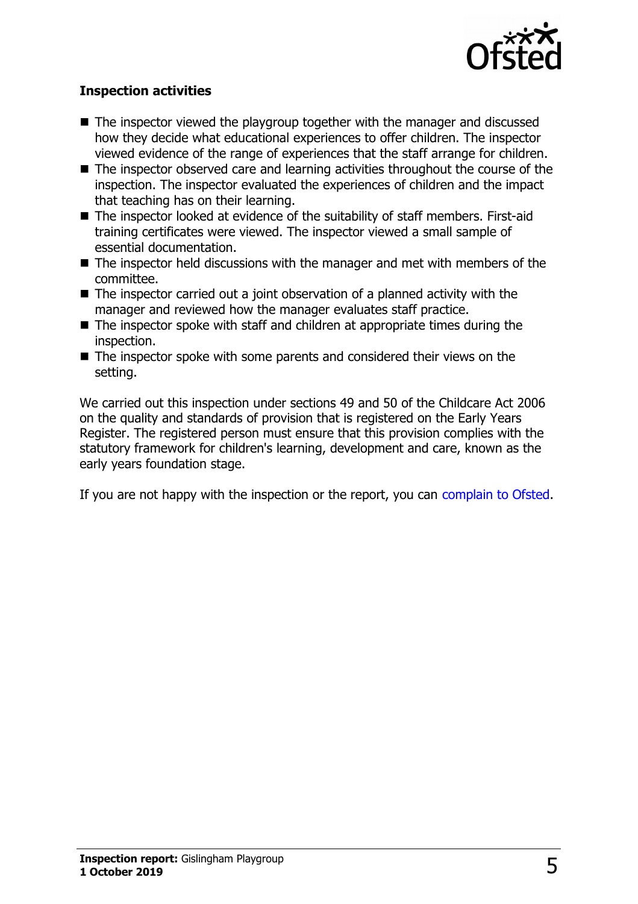### Inspection activities

- The inspector viewed the playgroup together with the manager and discussed how they decide what educational experiences to offer children. The inspector viewed evidence of the range of experiences that the staff arrange for children.
- The inspector observed care and learning activities throughout the course of the inspection. The inspector evaluated the experiences of children and the impact that teaching has on their learning.
- The inspector looked at evidence of the suitability of staff members. First-aid training certificates were viewed. The inspector viewed a small sample of essential documentation.
- The inspector held discussions with the manager and met with members of the committee.
- The inspector carried out a joint observation of a planned activity with the manager and reviewed how the manager evaluates staff practice.
- The inspector spoke with staff and children at appropriate times during the inspection.
- The inspector spoke with some parents and considered their views on the setting.

We carried out this inspection under sections 49 and 50 of the Childcare Act 2006 on the quality and standards of provision that is registered on the Early Years Register. The registered person must ensure that this provision complies with the statutory framework for children's learning, development and care, known as the early years foundation stage.

If you are not happy with the inspection or the report, you can complain to Ofsted.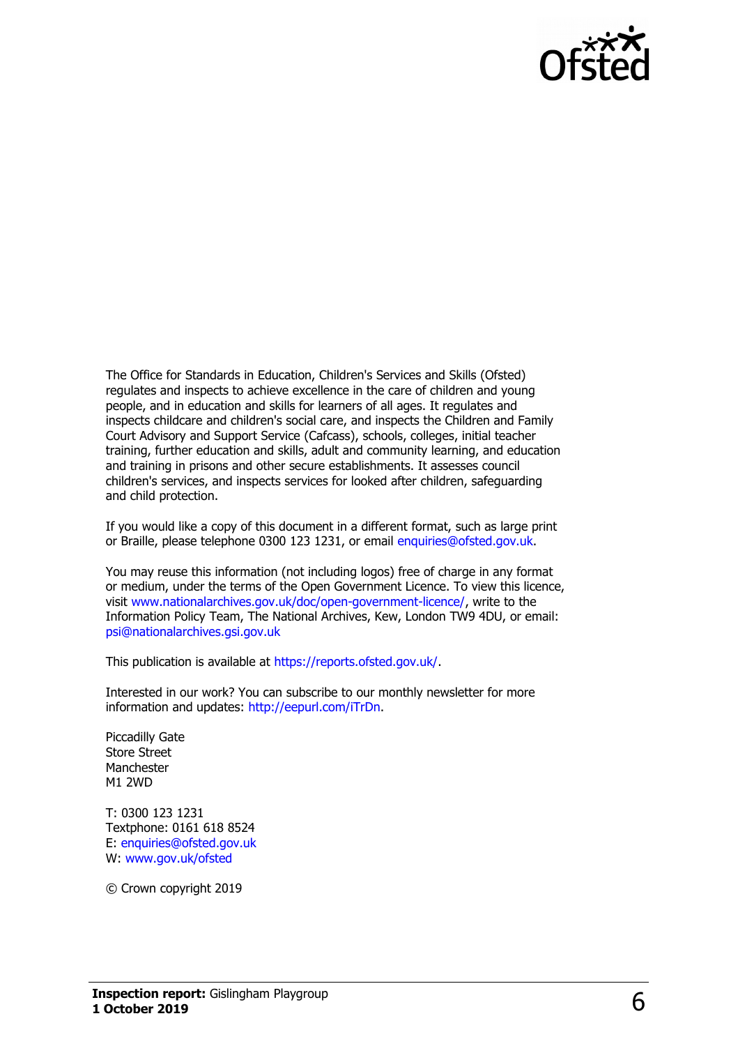The Office for Standards in Education, Children's Services and Skills (Ofsted) regulates and inspects to achieve excellence in the care of children and young people, and in education and skills for learners of all ages. It regulates and inspects childcare and children's social care, and inspects the Children and Family Court Advisory and Support Service (Cafcass), schools, colleges, initial teacher training, further education and skills, adult and community learning, and education and training in prisons and other secure establishments. It assesses council children's services, and inspects services for looked after children, safeguarding and child protection.

If you would like a copy of this document in a different format, such as large print or Braille, please telephone 0300 123 1231, or email enquiries@ofsted.gov.uk.

You may reuse this information (not including logos) free of charge in any format or medium, under the terms of the Open Government Licence. To view this licence, visit www.nationalarchives.gov.uk/doc/open-government-licence/, write to the Information Policy Team, The National Archives, Kew, London TW9 4DU, or email: psi@nationalarchives.gsi.gov.uk

This publication is available at https://reports.ofsted.gov.uk/.

Interested in our work? You can subscribe to our monthly newsletter for more information and updates: http://eepurl.com/iTrDn.

Piccadilly Gate
Store Street
Manchester
M1 2WD

T: 0300 123 1231
Textphone: 0161 618 8524
E: enquiries@ofsted.gov.uk
W: www.gov.uk/ofsted

© Crown copyright 2019